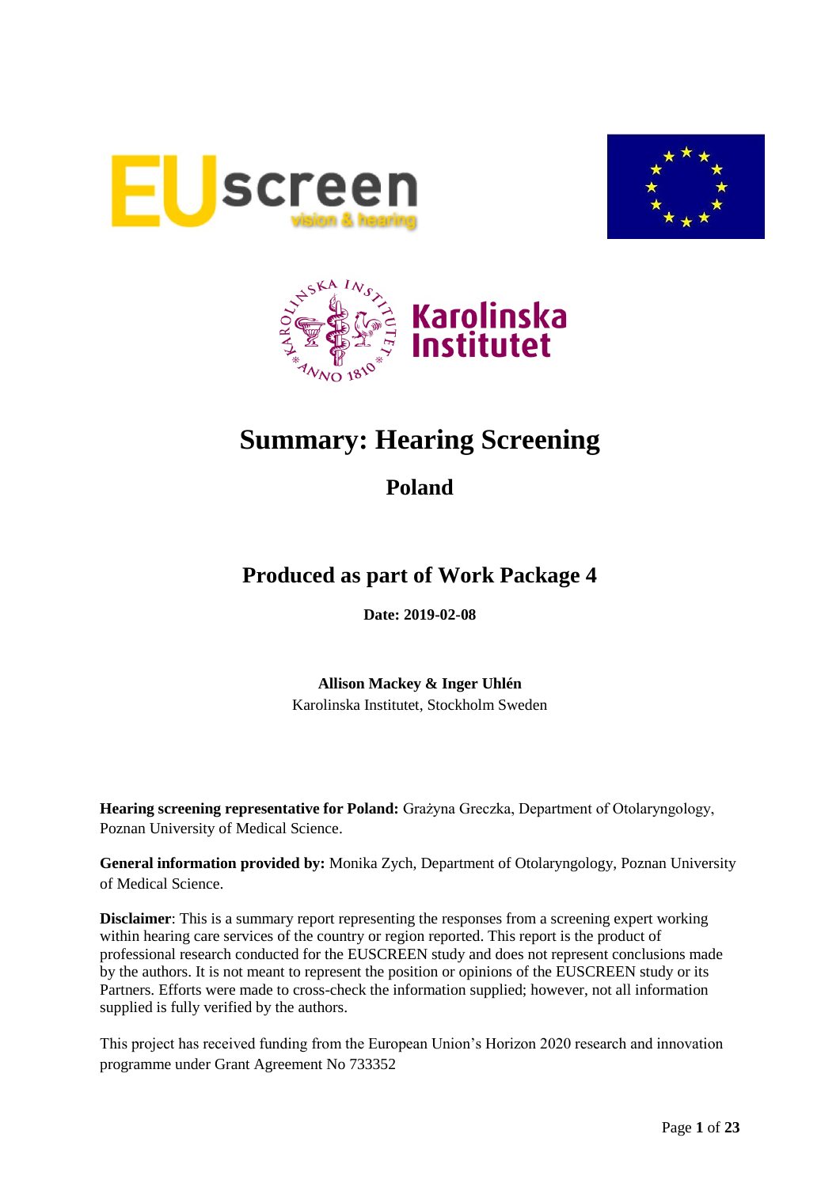# Summary: Hearing Screening

## Poland

## Produced as part of Work Package 4

**Date: 2019-02-08**

**Allison Mackey & Inger Uhlén**
Karolinska Institutet, Stockholm Sweden

**Hearing screening representative for Poland:** Grażyna Greczka, Department of Otolaryngology, Poznan University of Medical Science.

**General information provided by:** Monika Zych, Department of Otolaryngology, Poznan University of Medical Science.

**Disclaimer**: This is a summary report representing the responses from a screening expert working within hearing care services of the country or region reported. This report is the product of professional research conducted for the EUSCREEN study and does not represent conclusions made by the authors. It is not meant to represent the position or opinions of the EUSCREEN study or its Partners. Efforts were made to cross-check the information supplied; however, not all information supplied is fully verified by the authors.

This project has received funding from the European Union's Horizon 2020 research and innovation programme under Grant Agreement No 733352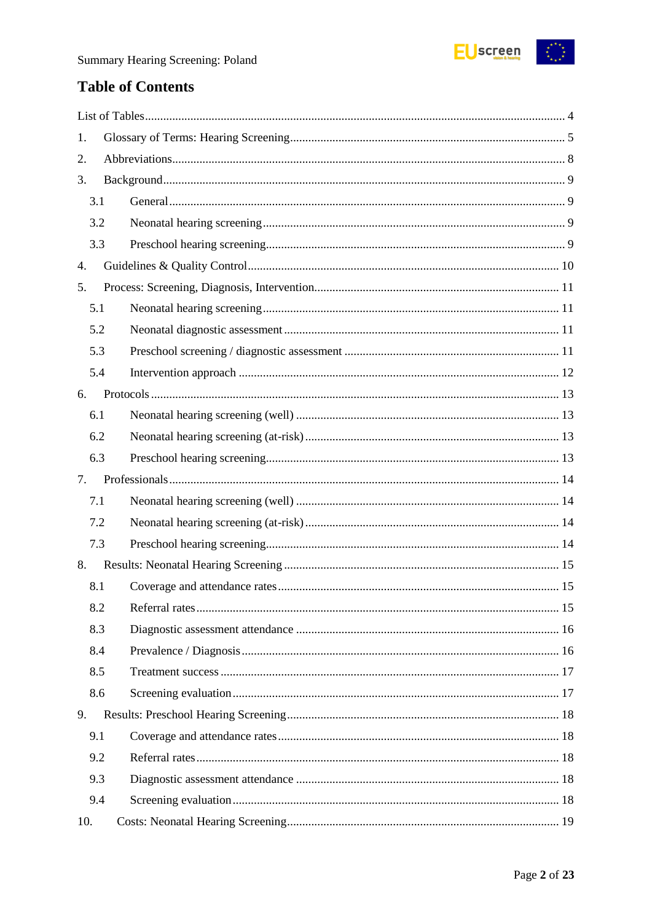## Table of Contents

List of Tables ........................................................................................................................................ 4

1. Glossary of Terms: Hearing Screening ........................................................................................ 5
2. Abbreviations ................................................................................................................................. 8
3. Background ..................................................................................................................................... 9
   - 3.1 General ..................................................................................................................................... 9
   - 3.2 Neonatal hearing screening ..................................................................................................... 9
   - 3.3 Preschool hearing screening ..................................................................................................... 9
4. Guidelines & Quality Control ...................................................................................................... 10
5. Process: Screening, Diagnosis, Intervention ............................................................................... 11
   - 5.1 Neonatal hearing screening ..................................................................................................... 11
   - 5.2 Neonatal diagnostic assessment .............................................................................................. 11
   - 5.3 Preschool screening / diagnostic assessment .......................................................................... 11
   - 5.4 Intervention approach .............................................................................................................. 12
6. Protocols ....................................................................................................................................... 13
   - 6.1 Neonatal hearing screening (well) ........................................................................................... 13
   - 6.2 Neonatal hearing screening (at-risk) ........................................................................................ 13
   - 6.3 Preschool hearing screening ..................................................................................................... 13
7. Professionals ................................................................................................................................. 14
   - 7.1 Neonatal hearing screening (well) ........................................................................................... 14
   - 7.2 Neonatal hearing screening (at-risk) ........................................................................................ 14
   - 7.3 Preschool hearing screening ..................................................................................................... 14
8. Results: Neonatal Hearing Screening .......................................................................................... 15
   - 8.1 Coverage and attendance rates ................................................................................................ 15
   - 8.2 Referral rates ............................................................................................................................ 15
   - 8.3 Diagnostic assessment attendance .......................................................................................... 16
   - 8.4 Prevalence / Diagnosis ............................................................................................................. 16
   - 8.5 Treatment success .................................................................................................................... 17
   - 8.6 Screening evaluation ................................................................................................................ 17
9. Results: Preschool Hearing Screening .......................................................................................... 18
   - 9.1 Coverage and attendance rates ................................................................................................ 18
   - 9.2 Referral rates ............................................................................................................................ 18
   - 9.3 Diagnostic assessment attendance .......................................................................................... 18
   - 9.4 Screening evaluation ................................................................................................................ 18
10. Costs: Neonatal Hearing Screening ............................................................................................ 19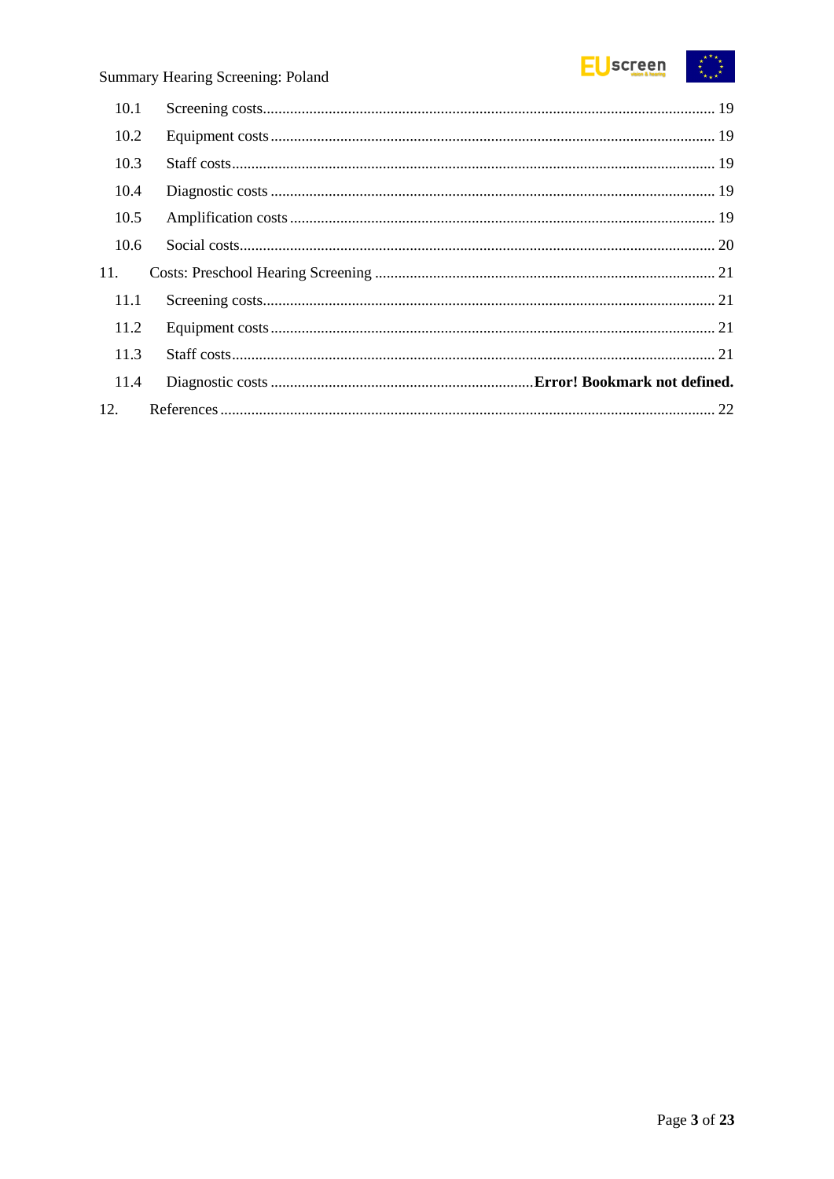| | | |
|---|---|---|
| 10.1 | Screening costs | 19 |
| 10.2 | Equipment costs | 19 |
| 10.3 | Staff costs | 19 |
| 10.4 | Diagnostic costs | 19 |
| 10.5 | Amplification costs | 19 |
| 10.6 | Social costs | 20 |
| 11. | Costs: Preschool Hearing Screening | 21 |
| 11.1 | Screening costs | 21 |
| 11.2 | Equipment costs | 21 |
| 11.3 | Staff costs | 21 |
| 11.4 | Diagnostic costs | **Error! Bookmark not defined.** |
| 12. | References | 22 |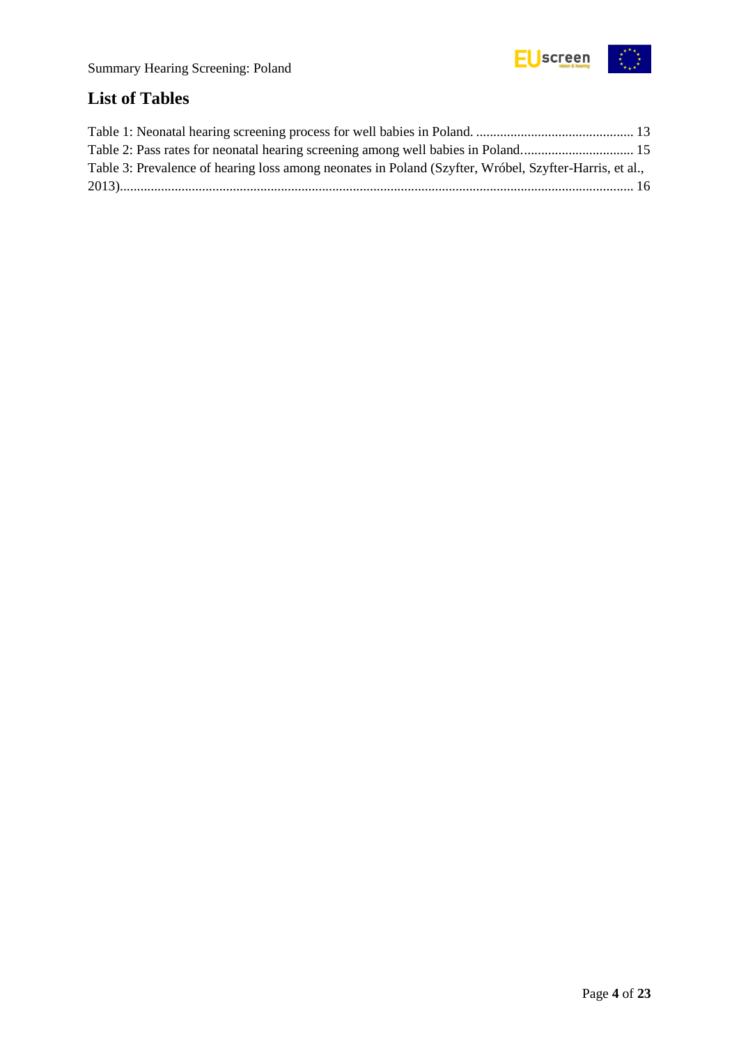## List of Tables

Table 1: Neonatal hearing screening process for well babies in Poland. .............................................. 13

Table 2: Pass rates for neonatal hearing screening among well babies in Poland................................ 15

Table 3: Prevalence of hearing loss among neonates in Poland (Szyfter, Wróbel, Szyfter-Harris, et al., 2013)...................................................................................................................................... 16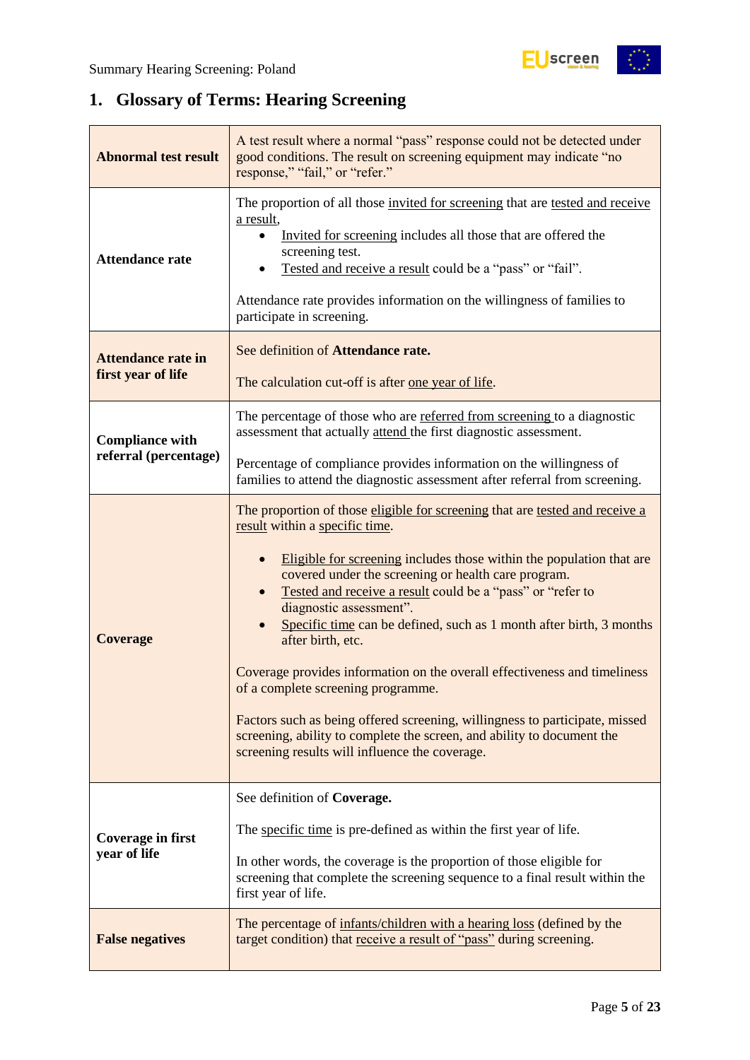# 1. Glossary of Terms: Hearing Screening

| | |
|---|---|
| **Abnormal test result** | A test result where a normal "pass" response could not be detected under good conditions. The result on screening equipment may indicate "no response," "fail," or "refer." |
| **Attendance rate** | The proportion of all those invited for screening that are tested and receive a result,<br>• Invited for screening includes all those that are offered the screening test.<br>• Tested and receive a result could be a "pass" or "fail".<br><br>Attendance rate provides information on the willingness of families to participate in screening. |
| **Attendance rate in first year of life** | See definition of **Attendance rate.**<br><br>The calculation cut-off is after one year of life. |
| **Compliance with referral (percentage)** | The percentage of those who are referred from screening to a diagnostic assessment that actually attend the first diagnostic assessment.<br><br>Percentage of compliance provides information on the willingness of families to attend the diagnostic assessment after referral from screening. |
| **Coverage** | The proportion of those eligible for screening that are tested and receive a result within a specific time.<br><br>• Eligible for screening includes those within the population that are covered under the screening or health care program.<br>• Tested and receive a result could be a "pass" or "refer to diagnostic assessment".<br>• Specific time can be defined, such as 1 month after birth, 3 months after birth, etc.<br><br>Coverage provides information on the overall effectiveness and timeliness of a complete screening programme.<br><br>Factors such as being offered screening, willingness to participate, missed screening, ability to complete the screen, and ability to document the screening results will influence the coverage. |
| **Coverage in first year of life** | See definition of **Coverage.**<br><br>The specific time is pre-defined as within the first year of life.<br><br>In other words, the coverage is the proportion of those eligible for screening that complete the screening sequence to a final result within the first year of life. |
| **False negatives** | The percentage of infants/children with a hearing loss (defined by the target condition) that receive a result of "pass" during screening. |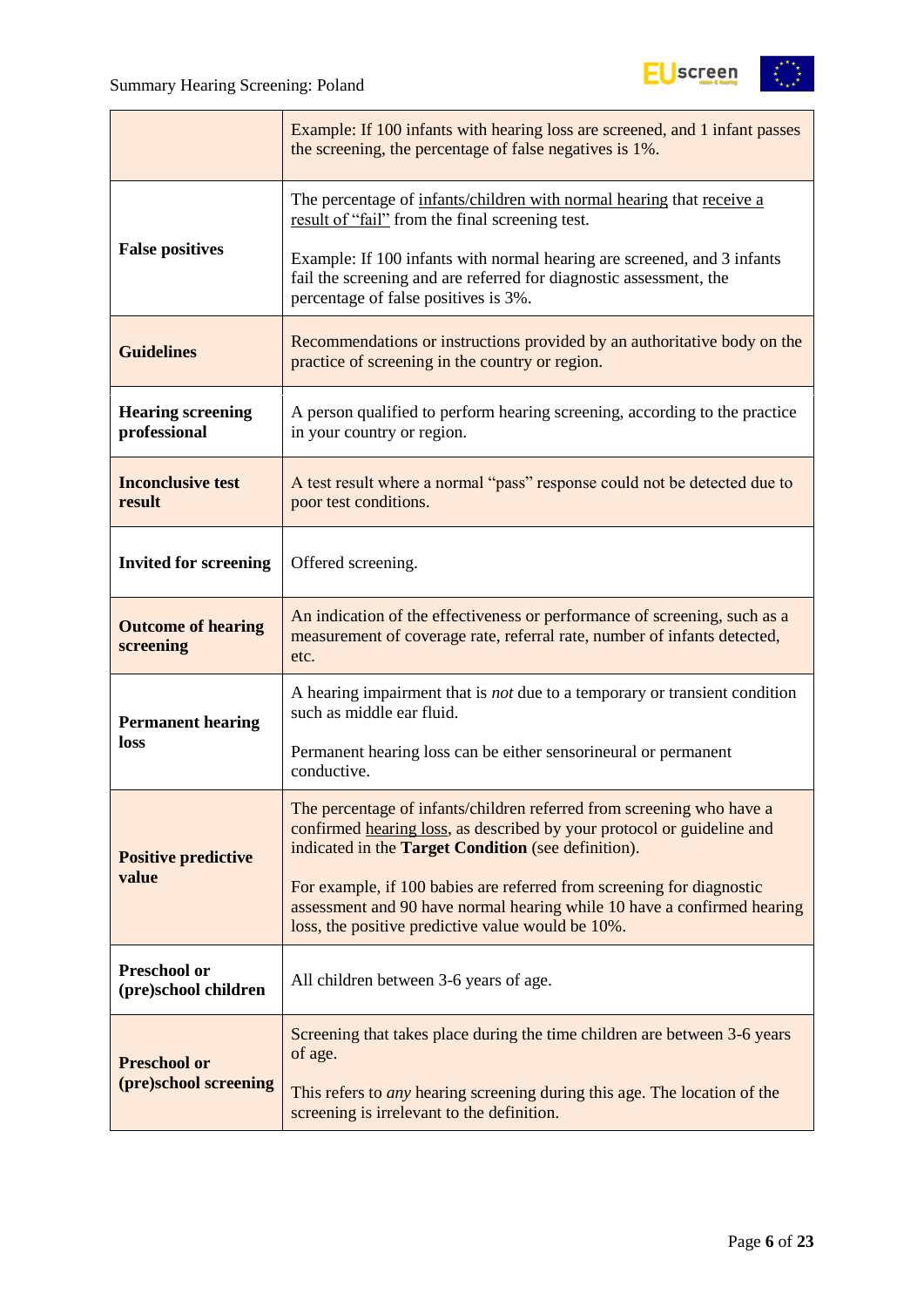| | |
|---|---|
| | Example: If 100 infants with hearing loss are screened, and 1 infant passes the screening, the percentage of false negatives is 1%. |
| **False positives** | The percentage of infants/children with normal hearing that receive a result of "fail" from the final screening test. <br><br> Example: If 100 infants with normal hearing are screened, and 3 infants fail the screening and are referred for diagnostic assessment, the percentage of false positives is 3%. |
| **Guidelines** | Recommendations or instructions provided by an authoritative body on the practice of screening in the country or region. |
| **Hearing screening professional** | A person qualified to perform hearing screening, according to the practice in your country or region. |
| **Inconclusive test result** | A test result where a normal "pass" response could not be detected due to poor test conditions. |
| **Invited for screening** | Offered screening. |
| **Outcome of hearing screening** | An indication of the effectiveness or performance of screening, such as a measurement of coverage rate, referral rate, number of infants detected, etc. |
| **Permanent hearing loss** | A hearing impairment that is *not* due to a temporary or transient condition such as middle ear fluid. <br><br> Permanent hearing loss can be either sensorineural or permanent conductive. |
| **Positive predictive value** | The percentage of infants/children referred from screening who have a confirmed hearing loss, as described by your protocol or guideline and indicated in the **Target Condition** (see definition). <br><br> For example, if 100 babies are referred from screening for diagnostic assessment and 90 have normal hearing while 10 have a confirmed hearing loss, the positive predictive value would be 10%. |
| **Preschool or (pre)school children** | All children between 3-6 years of age. |
| **Preschool or (pre)school screening** | Screening that takes place during the time children are between 3-6 years of age. <br><br> This refers to *any* hearing screening during this age. The location of the screening is irrelevant to the definition. |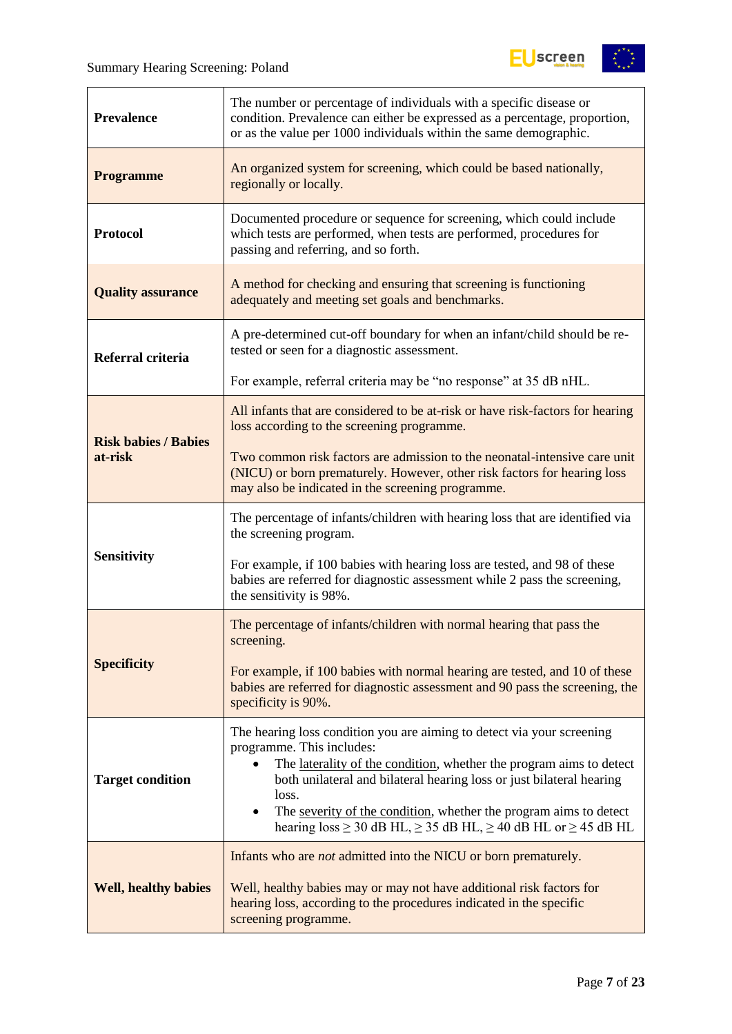| | |
|---|---|
| **Prevalence** | The number or percentage of individuals with a specific disease or condition. Prevalence can either be expressed as a percentage, proportion, or as the value per 1000 individuals within the same demographic. |
| **Programme** | An organized system for screening, which could be based nationally, regionally or locally. |
| **Protocol** | Documented procedure or sequence for screening, which could include which tests are performed, when tests are performed, procedures for passing and referring, and so forth. |
| **Quality assurance** | A method for checking and ensuring that screening is functioning adequately and meeting set goals and benchmarks. |
| **Referral criteria** | A pre-determined cut-off boundary for when an infant/child should be re-tested or seen for a diagnostic assessment.<br><br>For example, referral criteria may be "no response" at 35 dB nHL. |
| **Risk babies / Babies at-risk** | All infants that are considered to be at-risk or have risk-factors for hearing loss according to the screening programme.<br><br>Two common risk factors are admission to the neonatal-intensive care unit (NICU) or born prematurely. However, other risk factors for hearing loss may also be indicated in the screening programme. |
| **Sensitivity** | The percentage of infants/children with hearing loss that are identified via the screening program.<br><br>For example, if 100 babies with hearing loss are tested, and 98 of these babies are referred for diagnostic assessment while 2 pass the screening, the sensitivity is 98%. |
| **Specificity** | The percentage of infants/children with normal hearing that pass the screening.<br><br>For example, if 100 babies with normal hearing are tested, and 10 of these babies are referred for diagnostic assessment and 90 pass the screening, the specificity is 90%. |
| **Target condition** | The hearing loss condition you are aiming to detect via your screening programme. This includes:<br>• The laterality of the condition, whether the program aims to detect both unilateral and bilateral hearing loss or just bilateral hearing loss.<br>• The severity of the condition, whether the program aims to detect hearing loss ≥ 30 dB HL, ≥ 35 dB HL, ≥ 40 dB HL or ≥ 45 dB HL |
| **Well, healthy babies** | Infants who are *not* admitted into the NICU or born prematurely.<br><br>Well, healthy babies may or may not have additional risk factors for hearing loss, according to the procedures indicated in the specific screening programme. |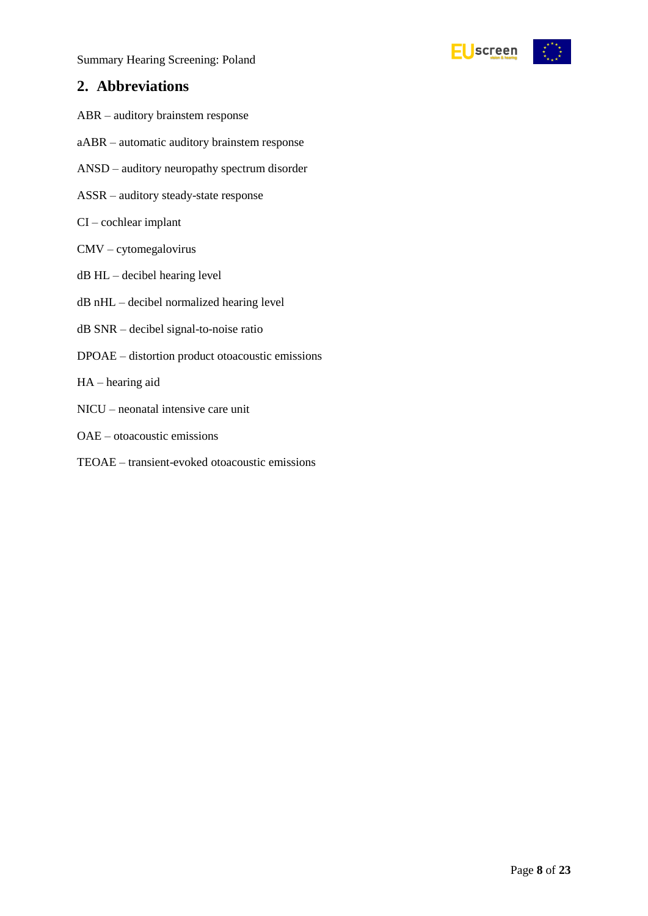## 2. Abbreviations

ABR – auditory brainstem response

aABR – automatic auditory brainstem response

ANSD – auditory neuropathy spectrum disorder

ASSR – auditory steady-state response

CI – cochlear implant

CMV – cytomegalovirus

dB HL – decibel hearing level

dB nHL – decibel normalized hearing level

dB SNR – decibel signal-to-noise ratio

DPOAE – distortion product otoacoustic emissions

HA – hearing aid

NICU – neonatal intensive care unit

OAE – otoacoustic emissions

TEOAE – transient-evoked otoacoustic emissions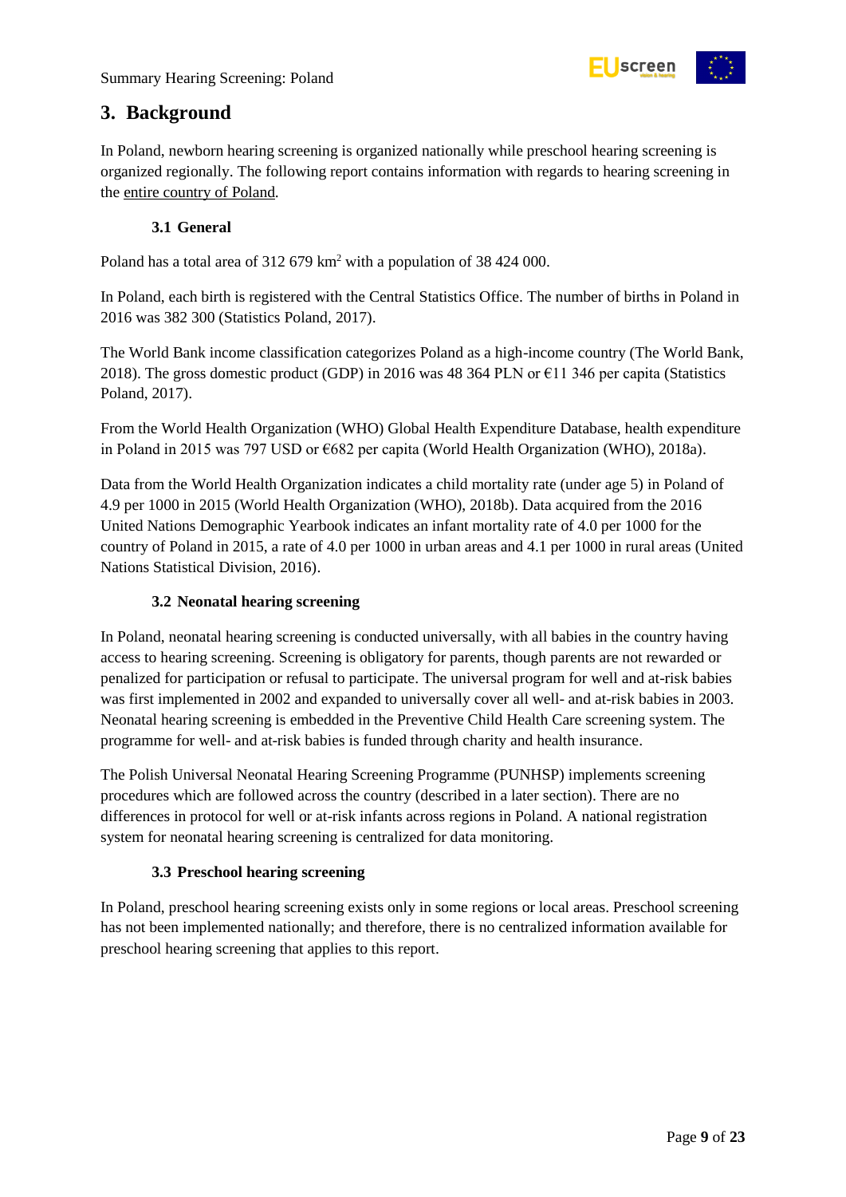# 3. Background

In Poland, newborn hearing screening is organized nationally while preschool hearing screening is organized regionally. The following report contains information with regards to hearing screening in the entire country of Poland.

## 3.1 General

Poland has a total area of 312 679 km$^2$ with a population of 38 424 000.

In Poland, each birth is registered with the Central Statistics Office. The number of births in Poland in 2016 was 382 300 (Statistics Poland, 2017).

The World Bank income classification categorizes Poland as a high-income country (The World Bank, 2018). The gross domestic product (GDP) in 2016 was 48 364 PLN or €11 346 per capita (Statistics Poland, 2017).

From the World Health Organization (WHO) Global Health Expenditure Database, health expenditure in Poland in 2015 was 797 USD or €682 per capita (World Health Organization (WHO), 2018a).

Data from the World Health Organization indicates a child mortality rate (under age 5) in Poland of 4.9 per 1000 in 2015 (World Health Organization (WHO), 2018b). Data acquired from the 2016 United Nations Demographic Yearbook indicates an infant mortality rate of 4.0 per 1000 for the country of Poland in 2015, a rate of 4.0 per 1000 in urban areas and 4.1 per 1000 in rural areas (United Nations Statistical Division, 2016).

## 3.2 Neonatal hearing screening

In Poland, neonatal hearing screening is conducted universally, with all babies in the country having access to hearing screening. Screening is obligatory for parents, though parents are not rewarded or penalized for participation or refusal to participate. The universal program for well and at-risk babies was first implemented in 2002 and expanded to universally cover all well- and at-risk babies in 2003. Neonatal hearing screening is embedded in the Preventive Child Health Care screening system. The programme for well- and at-risk babies is funded through charity and health insurance.

The Polish Universal Neonatal Hearing Screening Programme (PUNHSP) implements screening procedures which are followed across the country (described in a later section). There are no differences in protocol for well or at-risk infants across regions in Poland. A national registration system for neonatal hearing screening is centralized for data monitoring.

## 3.3 Preschool hearing screening

In Poland, preschool hearing screening exists only in some regions or local areas. Preschool screening has not been implemented nationally; and therefore, there is no centralized information available for preschool hearing screening that applies to this report.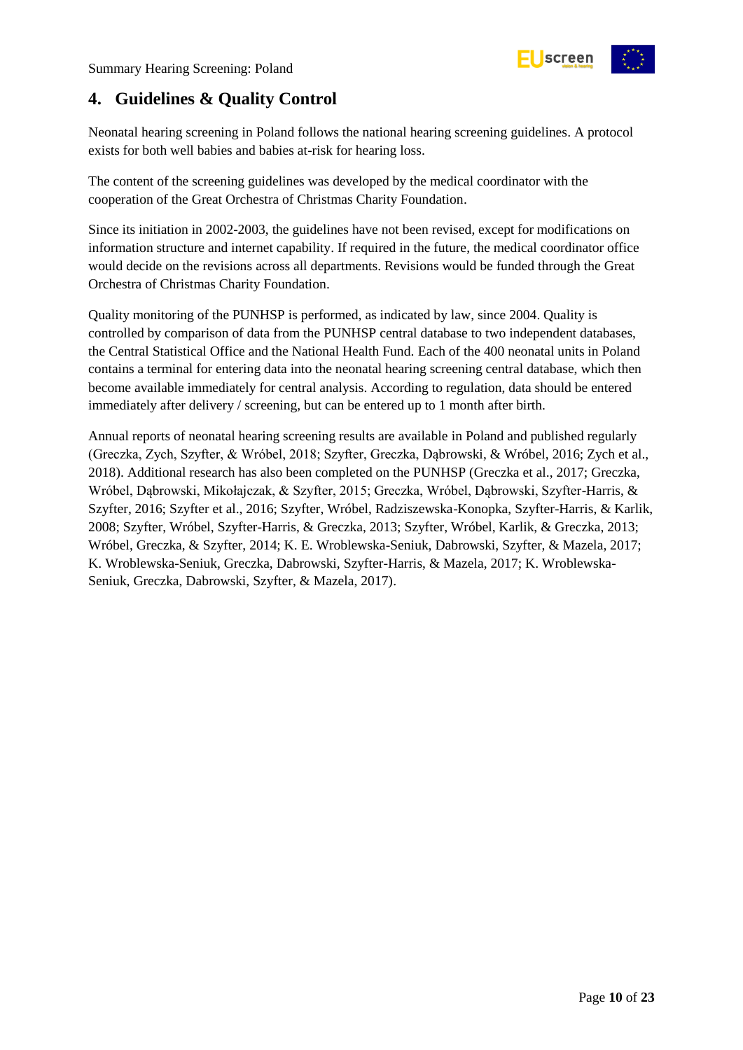# 4. Guidelines & Quality Control

Neonatal hearing screening in Poland follows the national hearing screening guidelines. A protocol exists for both well babies and babies at-risk for hearing loss.

The content of the screening guidelines was developed by the medical coordinator with the cooperation of the Great Orchestra of Christmas Charity Foundation.

Since its initiation in 2002-2003, the guidelines have not been revised, except for modifications on information structure and internet capability. If required in the future, the medical coordinator office would decide on the revisions across all departments. Revisions would be funded through the Great Orchestra of Christmas Charity Foundation.

Quality monitoring of the PUNHSP is performed, as indicated by law, since 2004. Quality is controlled by comparison of data from the PUNHSP central database to two independent databases, the Central Statistical Office and the National Health Fund. Each of the 400 neonatal units in Poland contains a terminal for entering data into the neonatal hearing screening central database, which then become available immediately for central analysis. According to regulation, data should be entered immediately after delivery / screening, but can be entered up to 1 month after birth.

Annual reports of neonatal hearing screening results are available in Poland and published regularly (Greczka, Zych, Szyfter, & Wróbel, 2018; Szyfter, Greczka, Dąbrowski, & Wróbel, 2016; Zych et al., 2018). Additional research has also been completed on the PUNHSP (Greczka et al., 2017; Greczka, Wróbel, Dąbrowski, Mikołajczak, & Szyfter, 2015; Greczka, Wróbel, Dąbrowski, Szyfter-Harris, & Szyfter, 2016; Szyfter et al., 2016; Szyfter, Wróbel, Radziszewska-Konopka, Szyfter-Harris, & Karlik, 2008; Szyfter, Wróbel, Szyfter-Harris, & Greczka, 2013; Szyfter, Wróbel, Karlik, & Greczka, 2013; Wróbel, Greczka, & Szyfter, 2014; K. E. Wroblewska-Seniuk, Dabrowski, Szyfter, & Mazela, 2017; K. Wroblewska-Seniuk, Greczka, Dabrowski, Szyfter-Harris, & Mazela, 2017; K. Wroblewska-Seniuk, Greczka, Dabrowski, Szyfter, & Mazela, 2017).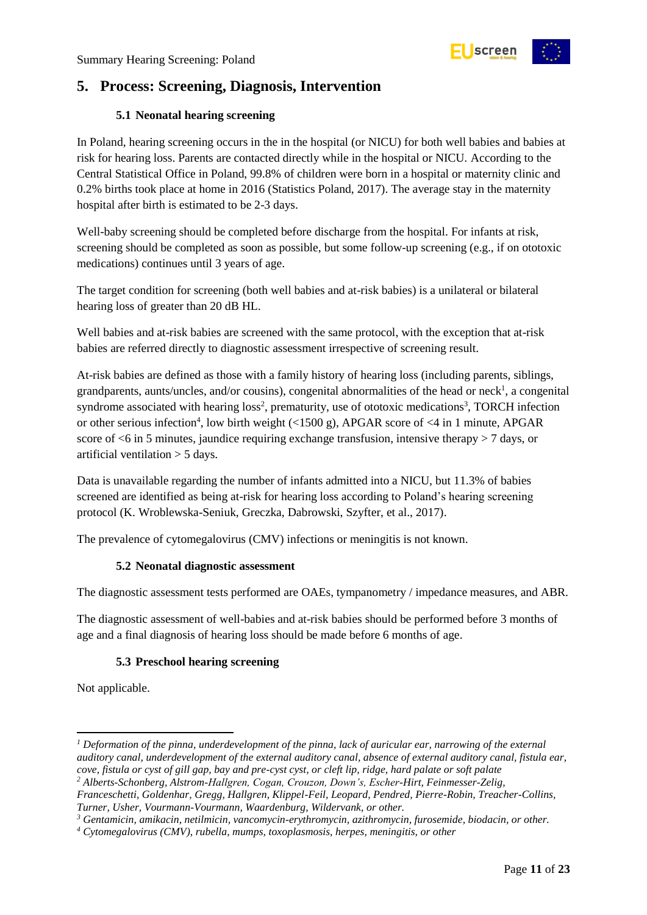## 5. Process: Screening, Diagnosis, Intervention

### 5.1 Neonatal hearing screening

In Poland, hearing screening occurs in the in the hospital (or NICU) for both well babies and babies at risk for hearing loss. Parents are contacted directly while in the hospital or NICU. According to the Central Statistical Office in Poland, 99.8% of children were born in a hospital or maternity clinic and 0.2% births took place at home in 2016 (Statistics Poland, 2017). The average stay in the maternity hospital after birth is estimated to be 2-3 days.

Well-baby screening should be completed before discharge from the hospital. For infants at risk, screening should be completed as soon as possible, but some follow-up screening (e.g., if on ototoxic medications) continues until 3 years of age.

The target condition for screening (both well babies and at-risk babies) is a unilateral or bilateral hearing loss of greater than 20 dB HL.

Well babies and at-risk babies are screened with the same protocol, with the exception that at-risk babies are referred directly to diagnostic assessment irrespective of screening result.

At-risk babies are defined as those with a family history of hearing loss (including parents, siblings, grandparents, aunts/uncles, and/or cousins), congenital abnormalities of the head or neck[1], a congenital syndrome associated with hearing loss[2], prematurity, use of ototoxic medications[3], TORCH infection or other serious infection[4], low birth weight (<1500 g), APGAR score of <4 in 1 minute, APGAR score of <6 in 5 minutes, jaundice requiring exchange transfusion, intensive therapy > 7 days, or artificial ventilation > 5 days.

Data is unavailable regarding the number of infants admitted into a NICU, but 11.3% of babies screened are identified as being at-risk for hearing loss according to Poland's hearing screening protocol (K. Wroblewska-Seniuk, Greczka, Dabrowski, Szyfter, et al., 2017).

The prevalence of cytomegalovirus (CMV) infections or meningitis is not known.

### 5.2 Neonatal diagnostic assessment

The diagnostic assessment tests performed are OAEs, tympanometry / impedance measures, and ABR.

The diagnostic assessment of well-babies and at-risk babies should be performed before 3 months of age and a final diagnosis of hearing loss should be made before 6 months of age.

### 5.3 Preschool hearing screening

Not applicable.

---

[1] *Deformation of the pinna, underdevelopment of the pinna, lack of auricular ear, narrowing of the external auditory canal, underdevelopment of the external auditory canal, absence of external auditory canal, fistula ear, cove, fistula or cyst of gill gap, bay and pre-cyst cyst, or cleft lip, ridge, hard palate or soft palate*

[2] *Alberts-Schonberg, Alstrom-Hallgren, Cogan, Crouzon, Down's, Escher-Hirt, Feinmesser-Zelig, Franceschetti, Goldenhar, Gregg, Hallgren, Klippel-Feil, Leopard, Pendred, Pierre-Robin, Treacher-Collins, Turner, Usher, Vourmann-Vourmann, Waardenburg, Wildervank, or other.*

[3] *Gentamicin, amikacin, netilmicin, vancomycin-erythromycin, azithromycin, furosemide, biodacin, or other.*

[4] *Cytomegalovirus (CMV), rubella, mumps, toxoplasmosis, herpes, meningitis, or other*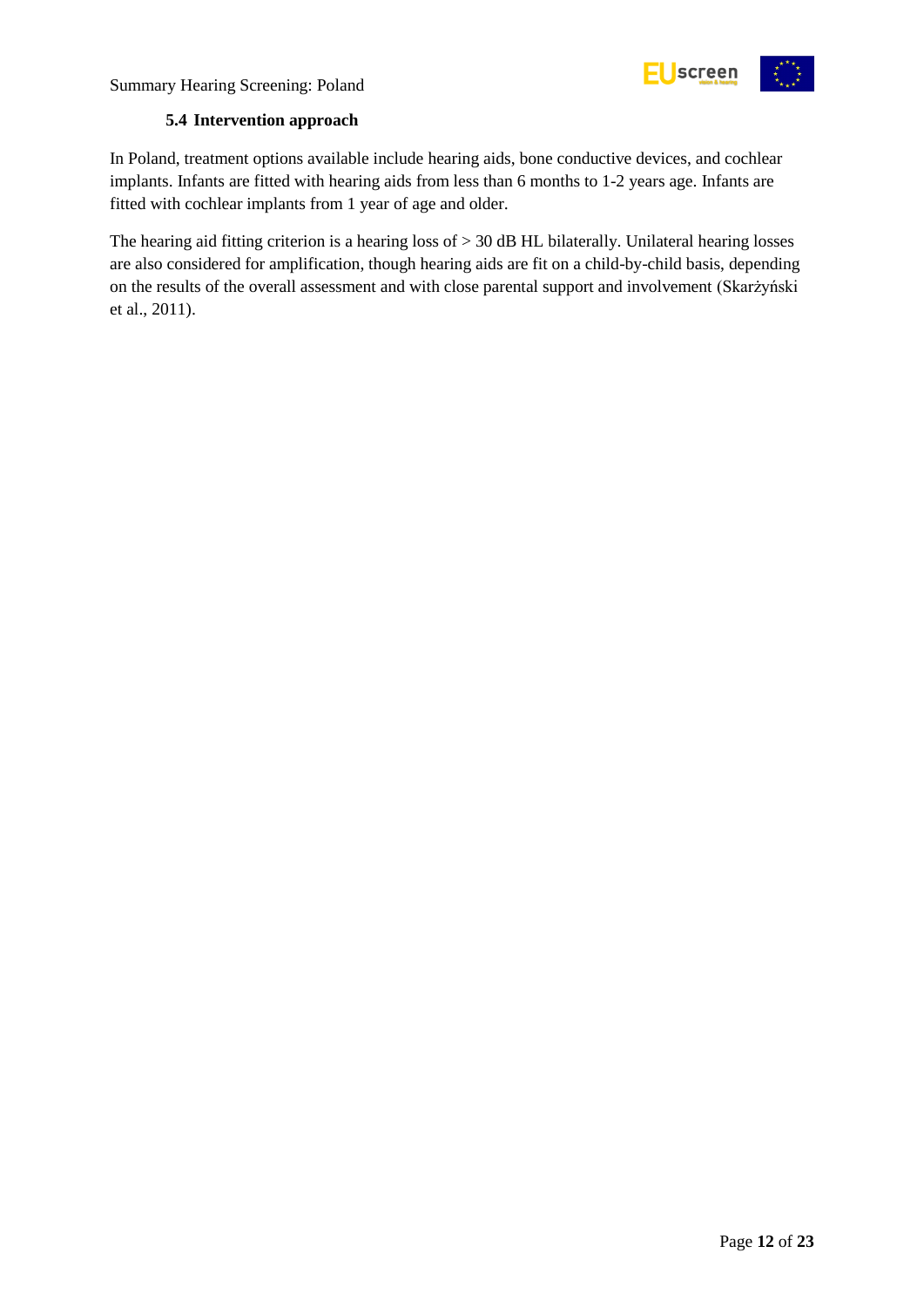### 5.4 Intervention approach

In Poland, treatment options available include hearing aids, bone conductive devices, and cochlear implants. Infants are fitted with hearing aids from less than 6 months to 1-2 years age. Infants are fitted with cochlear implants from 1 year of age and older.

The hearing aid fitting criterion is a hearing loss of > 30 dB HL bilaterally. Unilateral hearing losses are also considered for amplification, though hearing aids are fit on a child-by-child basis, depending on the results of the overall assessment and with close parental support and involvement (Skarżyński et al., 2011).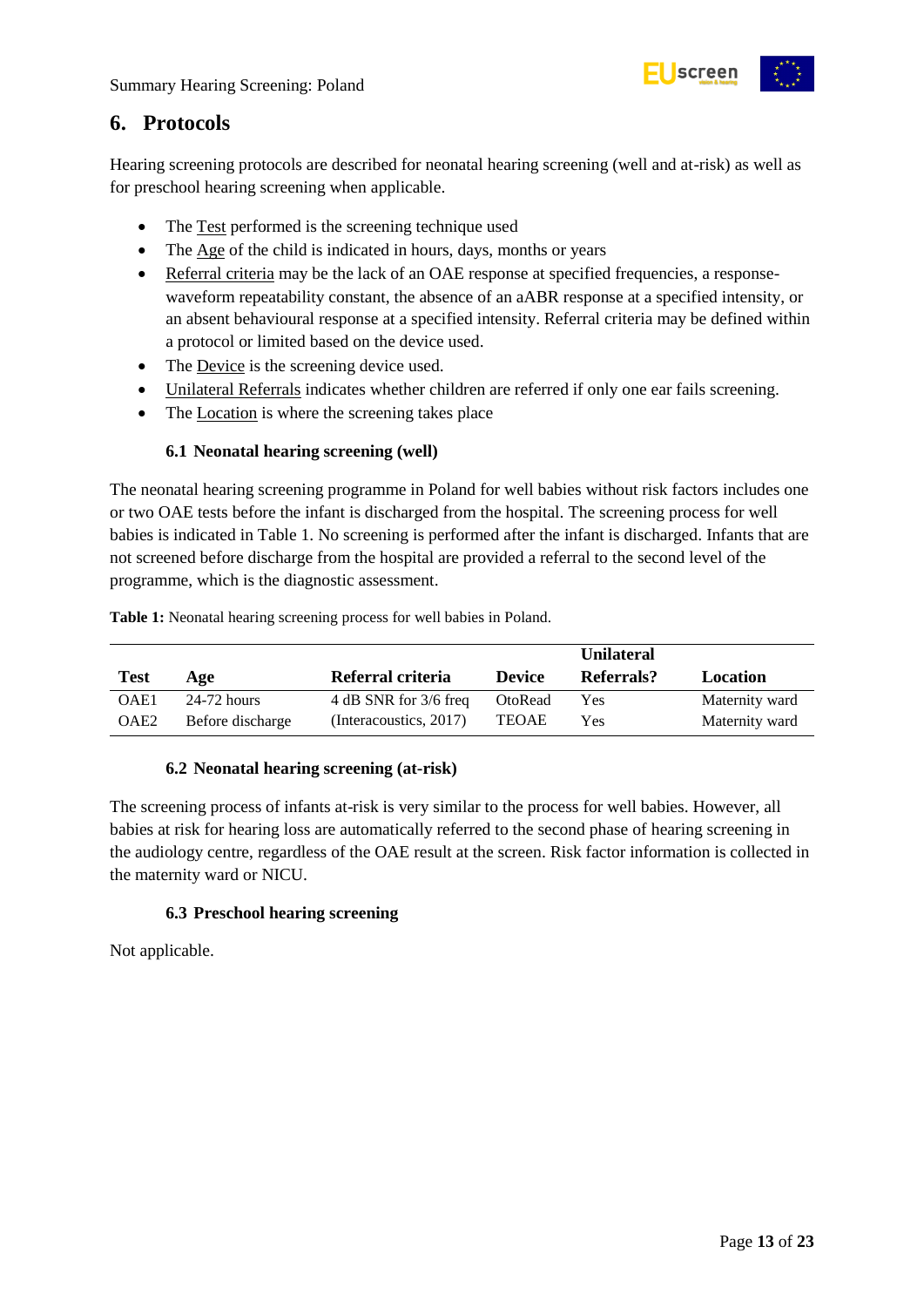## 6. Protocols

Hearing screening protocols are described for neonatal hearing screening (well and at-risk) as well as for preschool hearing screening when applicable.

- The Test performed is the screening technique used
- The Age of the child is indicated in hours, days, months or years
- Referral criteria may be the lack of an OAE response at specified frequencies, a response-waveform repeatability constant, the absence of an aABR response at a specified intensity, or an absent behavioural response at a specified intensity. Referral criteria may be defined within a protocol or limited based on the device used.
- The Device is the screening device used.
- Unilateral Referrals indicates whether children are referred if only one ear fails screening.
- The Location is where the screening takes place

### 6.1 Neonatal hearing screening (well)

The neonatal hearing screening programme in Poland for well babies without risk factors includes one or two OAE tests before the infant is discharged from the hospital. The screening process for well babies is indicated in Table 1. No screening is performed after the infant is discharged. Infants that are not screened before discharge from the hospital are provided a referral to the second level of the programme, which is the diagnostic assessment.

**Table 1:** Neonatal hearing screening process for well babies in Poland.

| Test | Age | Referral criteria | Device | Unilateral Referrals? | Location |
|---|---|---|---|---|---|
| OAE1 | 24-72 hours | 4 dB SNR for 3/6 freq | OtoRead | Yes | Maternity ward |
| OAE2 | Before discharge | (Interacoustics, 2017) | TEOAE | Yes | Maternity ward |

### 6.2 Neonatal hearing screening (at-risk)

The screening process of infants at-risk is very similar to the process for well babies. However, all babies at risk for hearing loss are automatically referred to the second phase of hearing screening in the audiology centre, regardless of the OAE result at the screen. Risk factor information is collected in the maternity ward or NICU.

### 6.3 Preschool hearing screening

Not applicable.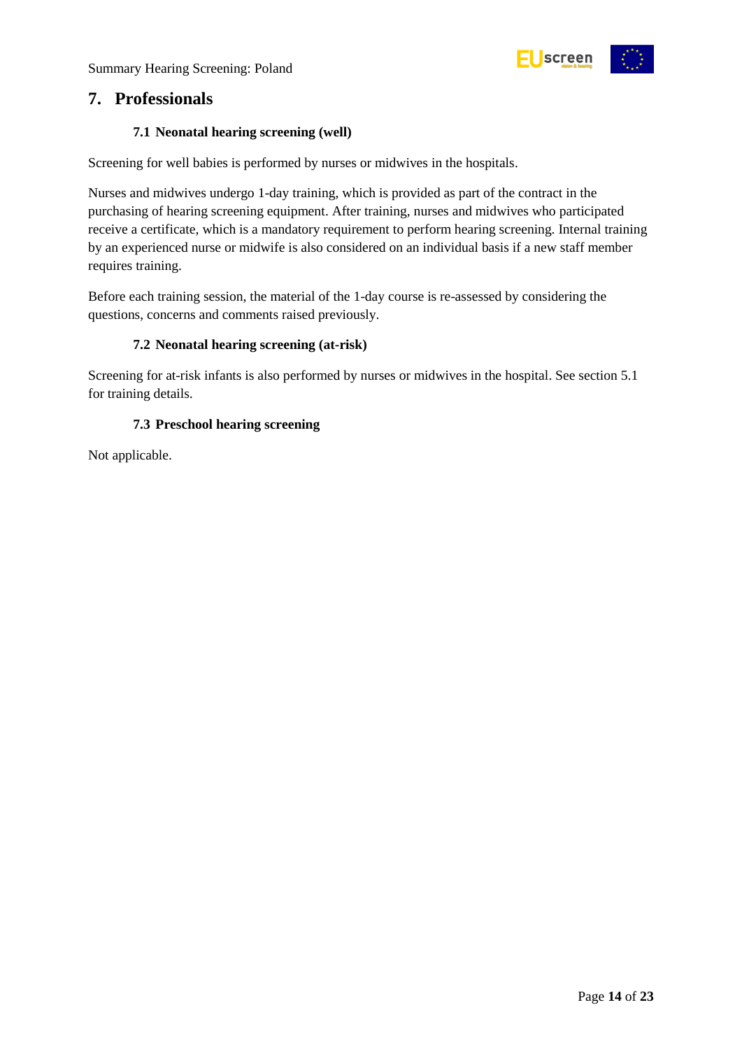## 7. Professionals

### 7.1 Neonatal hearing screening (well)

Screening for well babies is performed by nurses or midwives in the hospitals.

Nurses and midwives undergo 1-day training, which is provided as part of the contract in the purchasing of hearing screening equipment. After training, nurses and midwives who participated receive a certificate, which is a mandatory requirement to perform hearing screening. Internal training by an experienced nurse or midwife is also considered on an individual basis if a new staff member requires training.

Before each training session, the material of the 1-day course is re-assessed by considering the questions, concerns and comments raised previously.

### 7.2 Neonatal hearing screening (at-risk)

Screening for at-risk infants is also performed by nurses or midwives in the hospital. See section 5.1 for training details.

### 7.3 Preschool hearing screening

Not applicable.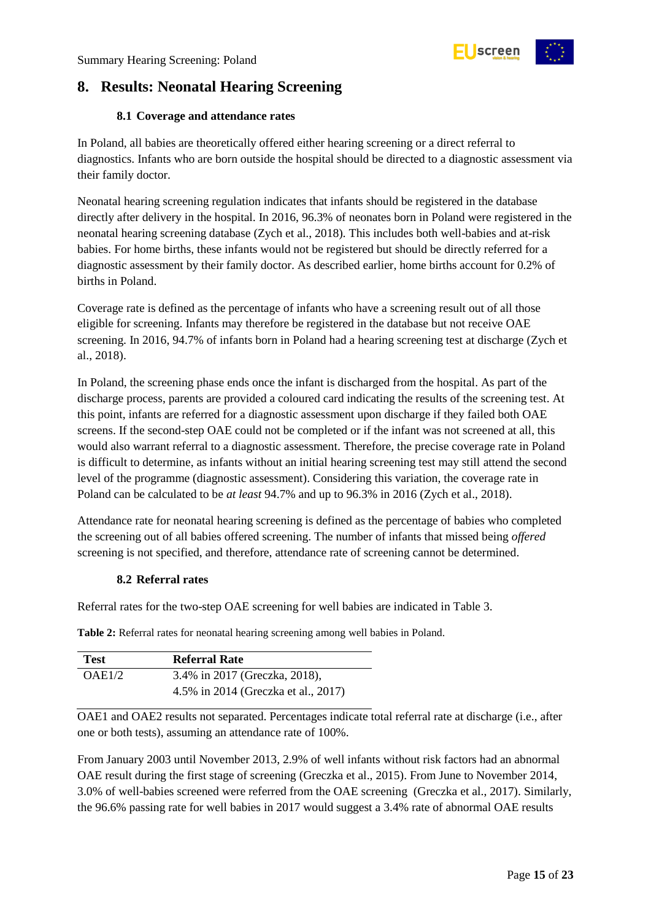## 8. Results: Neonatal Hearing Screening

### 8.1 Coverage and attendance rates

In Poland, all babies are theoretically offered either hearing screening or a direct referral to diagnostics. Infants who are born outside the hospital should be directed to a diagnostic assessment via their family doctor.

Neonatal hearing screening regulation indicates that infants should be registered in the database directly after delivery in the hospital. In 2016, 96.3% of neonates born in Poland were registered in the neonatal hearing screening database (Zych et al., 2018). This includes both well-babies and at-risk babies. For home births, these infants would not be registered but should be directly referred for a diagnostic assessment by their family doctor. As described earlier, home births account for 0.2% of births in Poland.

Coverage rate is defined as the percentage of infants who have a screening result out of all those eligible for screening. Infants may therefore be registered in the database but not receive OAE screening. In 2016, 94.7% of infants born in Poland had a hearing screening test at discharge (Zych et al., 2018).

In Poland, the screening phase ends once the infant is discharged from the hospital. As part of the discharge process, parents are provided a coloured card indicating the results of the screening test. At this point, infants are referred for a diagnostic assessment upon discharge if they failed both OAE screens. If the second-step OAE could not be completed or if the infant was not screened at all, this would also warrant referral to a diagnostic assessment. Therefore, the precise coverage rate in Poland is difficult to determine, as infants without an initial hearing screening test may still attend the second level of the programme (diagnostic assessment). Considering this variation, the coverage rate in Poland can be calculated to be *at least* 94.7% and up to 96.3% in 2016 (Zych et al., 2018).

Attendance rate for neonatal hearing screening is defined as the percentage of babies who completed the screening out of all babies offered screening. The number of infants that missed being *offered* screening is not specified, and therefore, attendance rate of screening cannot be determined.

### 8.2 Referral rates

Referral rates for the two-step OAE screening for well babies are indicated in Table 3.

**Table 2:** Referral rates for neonatal hearing screening among well babies in Poland.

| Test | Referral Rate |
|---|---|
| OAE1/2 | 3.4% in 2017 (Greczka, 2018),<br>4.5% in 2014 (Greczka et al., 2017) |

OAE1 and OAE2 results not separated. Percentages indicate total referral rate at discharge (i.e., after one or both tests), assuming an attendance rate of 100%.

From January 2003 until November 2013, 2.9% of well infants without risk factors had an abnormal OAE result during the first stage of screening (Greczka et al., 2015). From June to November 2014, 3.0% of well-babies screened were referred from the OAE screening (Greczka et al., 2017). Similarly, the 96.6% passing rate for well babies in 2017 would suggest a 3.4% rate of abnormal OAE results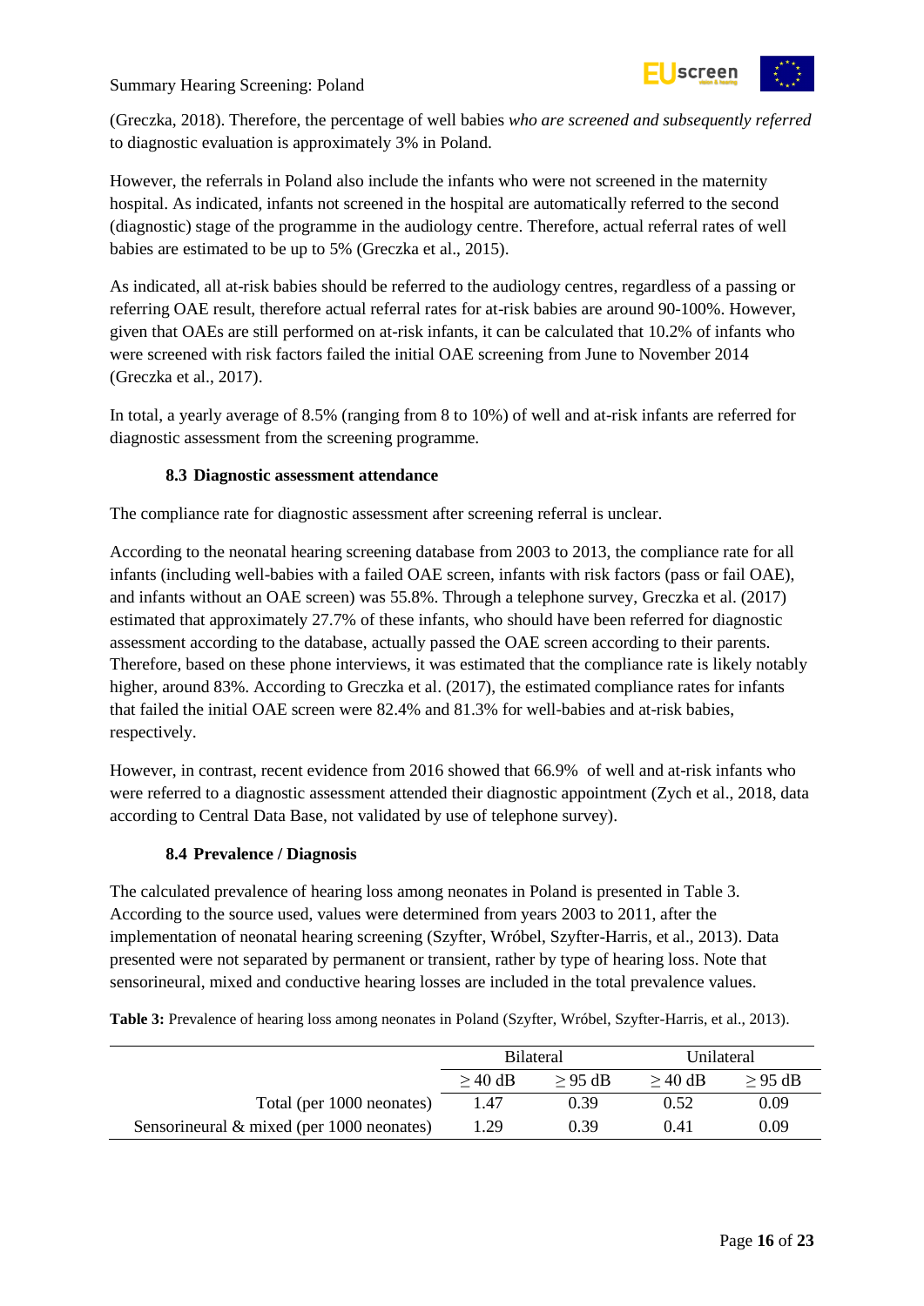(Greczka, 2018). Therefore, the percentage of well babies *who are screened and subsequently referred* to diagnostic evaluation is approximately 3% in Poland.

However, the referrals in Poland also include the infants who were not screened in the maternity hospital. As indicated, infants not screened in the hospital are automatically referred to the second (diagnostic) stage of the programme in the audiology centre. Therefore, actual referral rates of well babies are estimated to be up to 5% (Greczka et al., 2015).

As indicated, all at-risk babies should be referred to the audiology centres, regardless of a passing or referring OAE result, therefore actual referral rates for at-risk babies are around 90-100%. However, given that OAEs are still performed on at-risk infants, it can be calculated that 10.2% of infants who were screened with risk factors failed the initial OAE screening from June to November 2014 (Greczka et al., 2017).

In total, a yearly average of 8.5% (ranging from 8 to 10%) of well and at-risk infants are referred for diagnostic assessment from the screening programme.

### 8.3 Diagnostic assessment attendance

The compliance rate for diagnostic assessment after screening referral is unclear.

According to the neonatal hearing screening database from 2003 to 2013, the compliance rate for all infants (including well-babies with a failed OAE screen, infants with risk factors (pass or fail OAE), and infants without an OAE screen) was 55.8%. Through a telephone survey, Greczka et al. (2017) estimated that approximately 27.7% of these infants, who should have been referred for diagnostic assessment according to the database, actually passed the OAE screen according to their parents. Therefore, based on these phone interviews, it was estimated that the compliance rate is likely notably higher, around 83%. According to Greczka et al. (2017), the estimated compliance rates for infants that failed the initial OAE screen were 82.4% and 81.3% for well-babies and at-risk babies, respectively.

However, in contrast, recent evidence from 2016 showed that 66.9% of well and at-risk infants who were referred to a diagnostic assessment attended their diagnostic appointment (Zych et al., 2018, data according to Central Data Base, not validated by use of telephone survey).

### 8.4 Prevalence / Diagnosis

The calculated prevalence of hearing loss among neonates in Poland is presented in Table 3. According to the source used, values were determined from years 2003 to 2011, after the implementation of neonatal hearing screening (Szyfter, Wróbel, Szyfter-Harris, et al., 2013). Data presented were not separated by permanent or transient, rather by type of hearing loss. Note that sensorineural, mixed and conductive hearing losses are included in the total prevalence values.

**Table 3:** Prevalence of hearing loss among neonates in Poland (Szyfter, Wróbel, Szyfter-Harris, et al., 2013).

| | Bilateral | | Unilateral | |
|---|---|---|---|---|
| | ≥ 40 dB | ≥ 95 dB | ≥ 40 dB | ≥ 95 dB |
| Total (per 1000 neonates) | 1.47 | 0.39 | 0.52 | 0.09 |
| Sensorineural & mixed (per 1000 neonates) | 1.29 | 0.39 | 0.41 | 0.09 |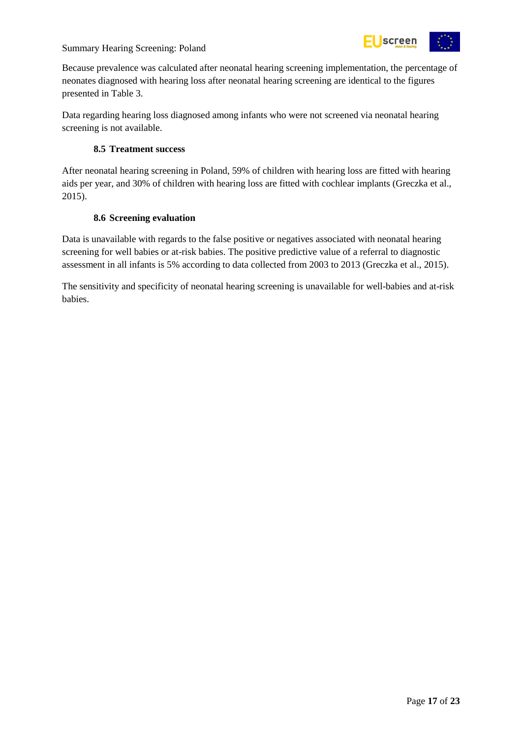Because prevalence was calculated after neonatal hearing screening implementation, the percentage of neonates diagnosed with hearing loss after neonatal hearing screening are identical to the figures presented in Table 3.

Data regarding hearing loss diagnosed among infants who were not screened via neonatal hearing screening is not available.

### 8.5 Treatment success

After neonatal hearing screening in Poland, 59% of children with hearing loss are fitted with hearing aids per year, and 30% of children with hearing loss are fitted with cochlear implants (Greczka et al., 2015).

### 8.6 Screening evaluation

Data is unavailable with regards to the false positive or negatives associated with neonatal hearing screening for well babies or at-risk babies. The positive predictive value of a referral to diagnostic assessment in all infants is 5% according to data collected from 2003 to 2013 (Greczka et al., 2015).

The sensitivity and specificity of neonatal hearing screening is unavailable for well-babies and at-risk babies.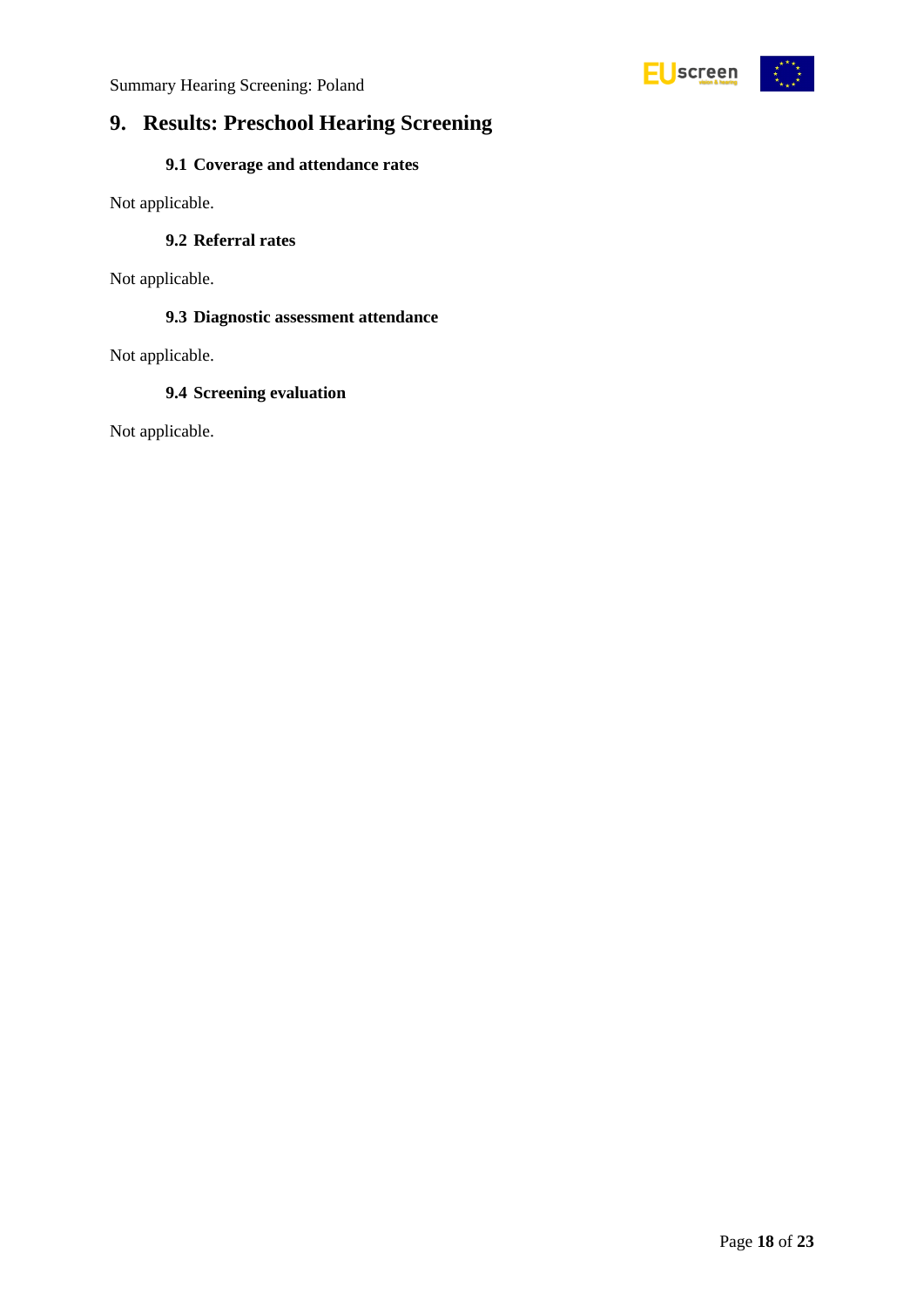# 9. Results: Preschool Hearing Screening

## 9.1 Coverage and attendance rates

Not applicable.

## 9.2 Referral rates

Not applicable.

## 9.3 Diagnostic assessment attendance

Not applicable.

## 9.4 Screening evaluation

Not applicable.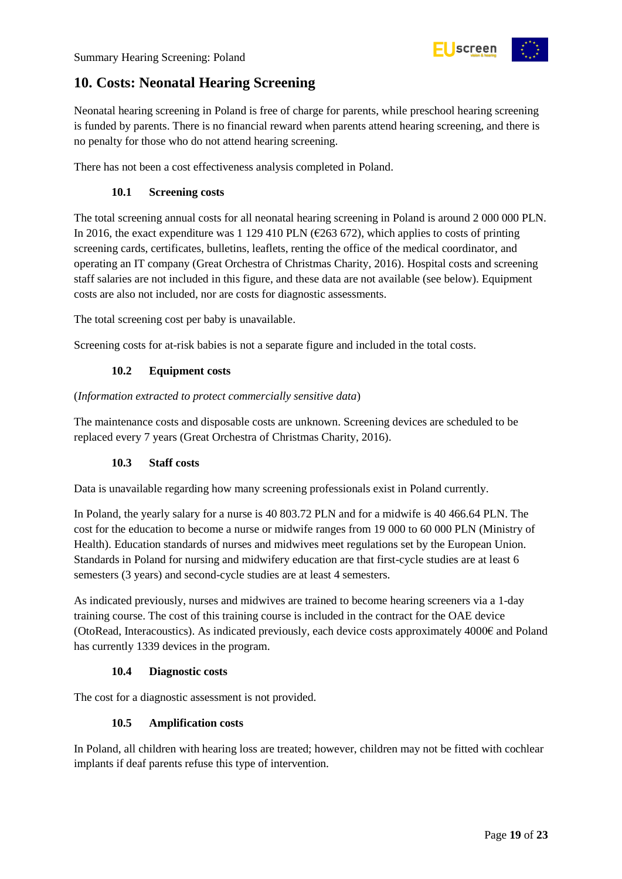## 10. Costs: Neonatal Hearing Screening

Neonatal hearing screening in Poland is free of charge for parents, while preschool hearing screening is funded by parents. There is no financial reward when parents attend hearing screening, and there is no penalty for those who do not attend hearing screening.

There has not been a cost effectiveness analysis completed in Poland.

### 10.1 Screening costs

The total screening annual costs for all neonatal hearing screening in Poland is around 2 000 000 PLN. In 2016, the exact expenditure was 1 129 410 PLN (€263 672), which applies to costs of printing screening cards, certificates, bulletins, leaflets, renting the office of the medical coordinator, and operating an IT company (Great Orchestra of Christmas Charity, 2016). Hospital costs and screening staff salaries are not included in this figure, and these data are not available (see below). Equipment costs are also not included, nor are costs for diagnostic assessments.

The total screening cost per baby is unavailable.

Screening costs for at-risk babies is not a separate figure and included in the total costs.

### 10.2 Equipment costs

(*Information extracted to protect commercially sensitive data*)

The maintenance costs and disposable costs are unknown. Screening devices are scheduled to be replaced every 7 years (Great Orchestra of Christmas Charity, 2016).

### 10.3 Staff costs

Data is unavailable regarding how many screening professionals exist in Poland currently.

In Poland, the yearly salary for a nurse is 40 803.72 PLN and for a midwife is 40 466.64 PLN. The cost for the education to become a nurse or midwife ranges from 19 000 to 60 000 PLN (Ministry of Health). Education standards of nurses and midwives meet regulations set by the European Union. Standards in Poland for nursing and midwifery education are that first-cycle studies are at least 6 semesters (3 years) and second-cycle studies are at least 4 semesters.

As indicated previously, nurses and midwives are trained to become hearing screeners via a 1-day training course. The cost of this training course is included in the contract for the OAE device (OtoRead, Interacoustics). As indicated previously, each device costs approximately 4000€ and Poland has currently 1339 devices in the program.

### 10.4 Diagnostic costs

The cost for a diagnostic assessment is not provided.

### 10.5 Amplification costs

In Poland, all children with hearing loss are treated; however, children may not be fitted with cochlear implants if deaf parents refuse this type of intervention.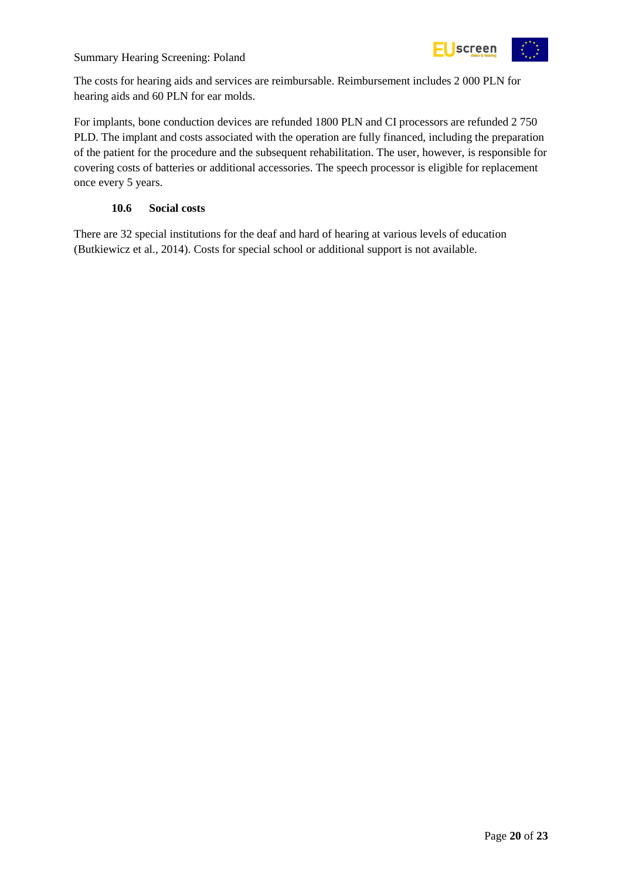The costs for hearing aids and services are reimbursable. Reimbursement includes 2 000 PLN for hearing aids and 60 PLN for ear molds.

For implants, bone conduction devices are refunded 1800 PLN and CI processors are refunded 2 750 PLD. The implant and costs associated with the operation are fully financed, including the preparation of the patient for the procedure and the subsequent rehabilitation. The user, however, is responsible for covering costs of batteries or additional accessories. The speech processor is eligible for replacement once every 5 years.

### 10.6 Social costs

There are 32 special institutions for the deaf and hard of hearing at various levels of education (Butkiewicz et al., 2014). Costs for special school or additional support is not available.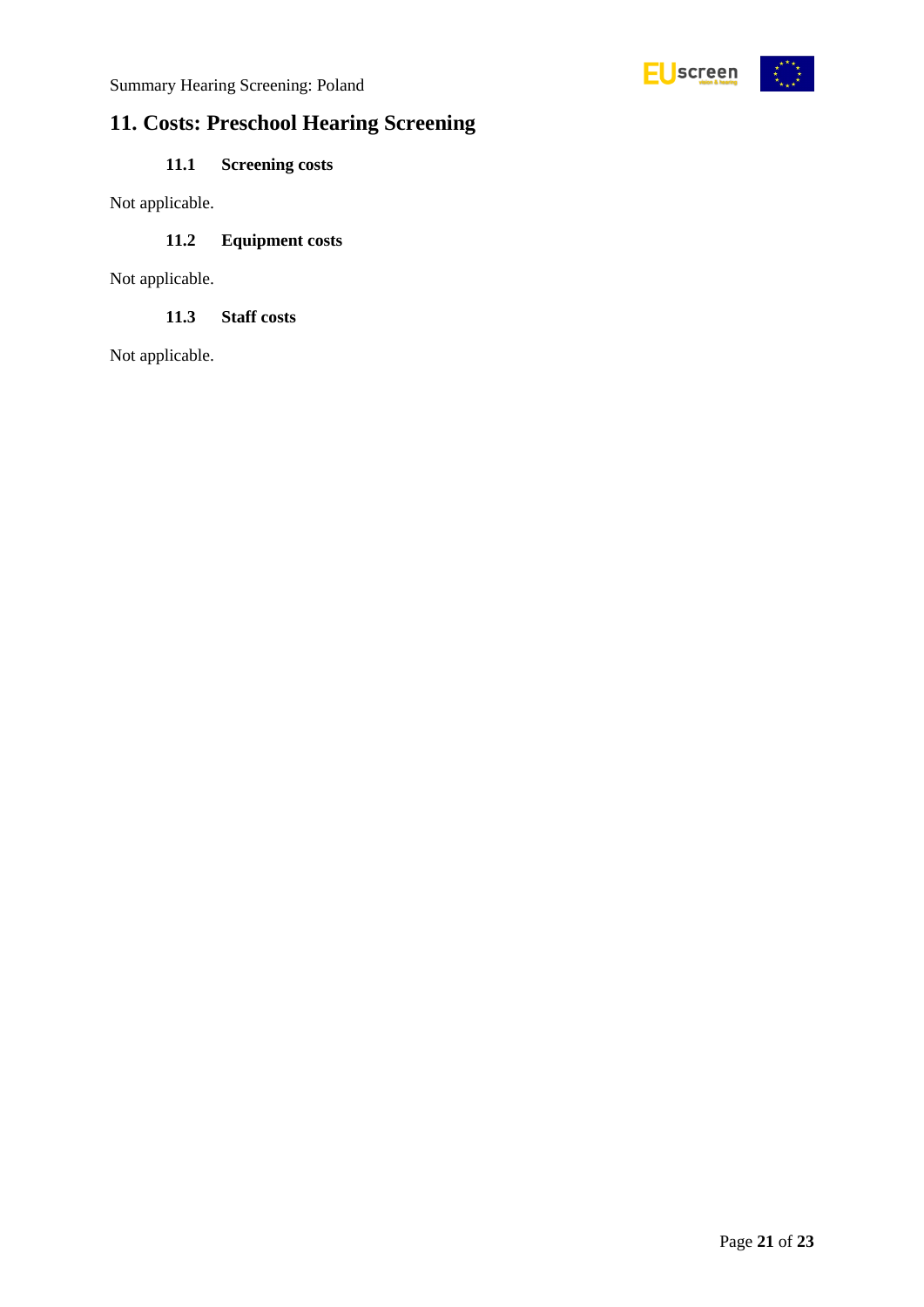## 11. Costs: Preschool Hearing Screening

### 11.1 Screening costs

Not applicable.

### 11.2 Equipment costs

Not applicable.

### 11.3 Staff costs

Not applicable.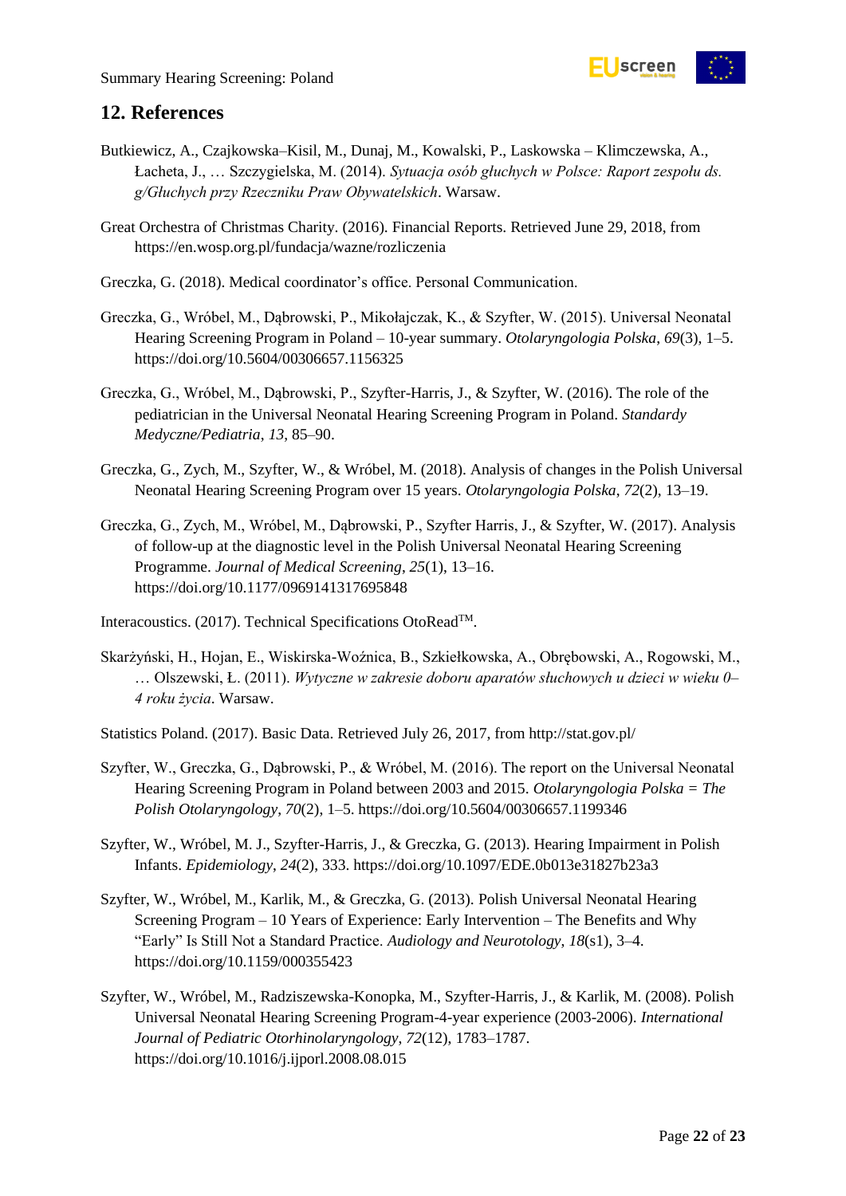## 12. References

Butkiewicz, A., Czajkowska–Kisil, M., Dunaj, M., Kowalski, P., Laskowska – Klimczewska, A., Łacheta, J., … Szczygielska, M. (2014). *Sytuacja osób głuchych w Polsce: Raport zespołu ds. g/Głuchych przy Rzeczniku Praw Obywatelskich*. Warsaw.

Great Orchestra of Christmas Charity. (2016). Financial Reports. Retrieved June 29, 2018, from https://en.wosp.org.pl/fundacja/wazne/rozliczenia

Greczka, G. (2018). Medical coordinator's office. Personal Communication.

Greczka, G., Wróbel, M., Dąbrowski, P., Mikołajczak, K., & Szyfter, W. (2015). Universal Neonatal Hearing Screening Program in Poland – 10-year summary. *Otolaryngologia Polska*, *69*(3), 1–5. https://doi.org/10.5604/00306657.1156325

Greczka, G., Wróbel, M., Dąbrowski, P., Szyfter-Harris, J., & Szyfter, W. (2016). The role of the pediatrician in the Universal Neonatal Hearing Screening Program in Poland. *Standardy Medyczne/Pediatria*, *13*, 85–90.

Greczka, G., Zych, M., Szyfter, W., & Wróbel, M. (2018). Analysis of changes in the Polish Universal Neonatal Hearing Screening Program over 15 years. *Otolaryngologia Polska*, *72*(2), 13–19.

Greczka, G., Zych, M., Wróbel, M., Dąbrowski, P., Szyfter Harris, J., & Szyfter, W. (2017). Analysis of follow-up at the diagnostic level in the Polish Universal Neonatal Hearing Screening Programme. *Journal of Medical Screening*, *25*(1), 13–16. https://doi.org/10.1177/0969141317695848

Interacoustics. (2017). Technical Specifications OtoRead™.

Skarżyński, H., Hojan, E., Wiskirska-Woźnica, B., Szkiełkowska, A., Obrębowski, A., Rogowski, M., … Olszewski, Ł. (2011). *Wytyczne w zakresie doboru aparatów słuchowych u dzieci w wieku 0–4 roku życia*. Warsaw.

Statistics Poland. (2017). Basic Data. Retrieved July 26, 2017, from http://stat.gov.pl/

Szyfter, W., Greczka, G., Dąbrowski, P., & Wróbel, M. (2016). The report on the Universal Neonatal Hearing Screening Program in Poland between 2003 and 2015. *Otolaryngologia Polska = The Polish Otolaryngology*, *70*(2), 1–5. https://doi.org/10.5604/00306657.1199346

Szyfter, W., Wróbel, M. J., Szyfter-Harris, J., & Greczka, G. (2013). Hearing Impairment in Polish Infants. *Epidemiology*, *24*(2), 333. https://doi.org/10.1097/EDE.0b013e31827b23a3

Szyfter, W., Wróbel, M., Karlik, M., & Greczka, G. (2013). Polish Universal Neonatal Hearing Screening Program – 10 Years of Experience: Early Intervention – The Benefits and Why "Early" Is Still Not a Standard Practice. *Audiology and Neurotology*, *18*(s1), 3–4. https://doi.org/10.1159/000355423

Szyfter, W., Wróbel, M., Radziszewska-Konopka, M., Szyfter-Harris, J., & Karlik, M. (2008). Polish Universal Neonatal Hearing Screening Program-4-year experience (2003-2006). *International Journal of Pediatric Otorhinolaryngology*, *72*(12), 1783–1787. https://doi.org/10.1016/j.ijporl.2008.08.015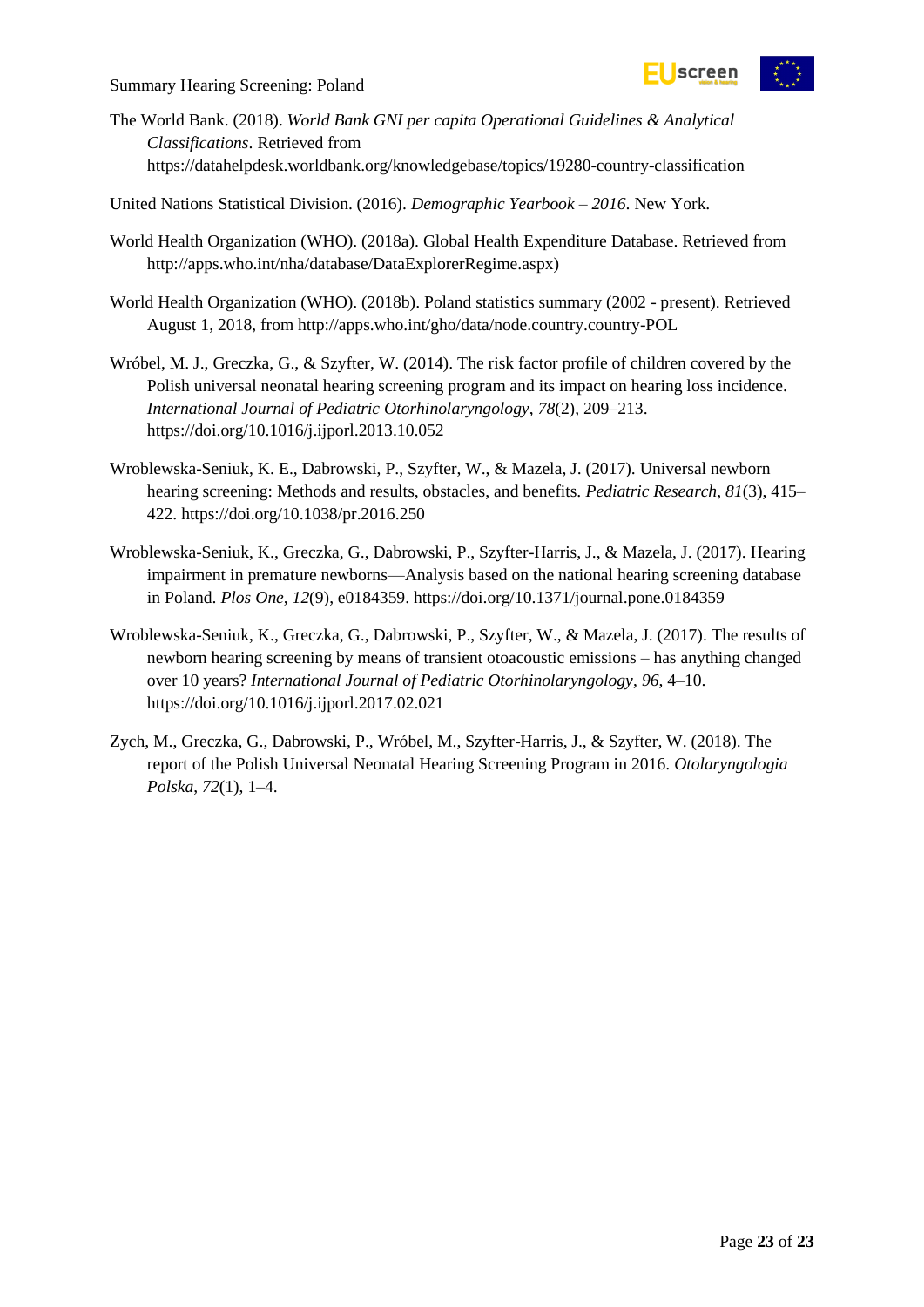The World Bank. (2018). *World Bank GNI per capita Operational Guidelines & Analytical Classifications*. Retrieved from https://datahelpdesk.worldbank.org/knowledgebase/topics/19280-country-classification

United Nations Statistical Division. (2016). *Demographic Yearbook – 2016*. New York.

World Health Organization (WHO). (2018a). Global Health Expenditure Database. Retrieved from http://apps.who.int/nha/database/DataExplorerRegime.aspx)

World Health Organization (WHO). (2018b). Poland statistics summary (2002 - present). Retrieved August 1, 2018, from http://apps.who.int/gho/data/node.country.country-POL

Wróbel, M. J., Greczka, G., & Szyfter, W. (2014). The risk factor profile of children covered by the Polish universal neonatal hearing screening program and its impact on hearing loss incidence. *International Journal of Pediatric Otorhinolaryngology*, *78*(2), 209–213. https://doi.org/10.1016/j.ijporl.2013.10.052

Wroblewska-Seniuk, K. E., Dabrowski, P., Szyfter, W., & Mazela, J. (2017). Universal newborn hearing screening: Methods and results, obstacles, and benefits. *Pediatric Research*, *81*(3), 415–422. https://doi.org/10.1038/pr.2016.250

Wroblewska-Seniuk, K., Greczka, G., Dabrowski, P., Szyfter-Harris, J., & Mazela, J. (2017). Hearing impairment in premature newborns—Analysis based on the national hearing screening database in Poland. *Plos One*, *12*(9), e0184359. https://doi.org/10.1371/journal.pone.0184359

Wroblewska-Seniuk, K., Greczka, G., Dabrowski, P., Szyfter, W., & Mazela, J. (2017). The results of newborn hearing screening by means of transient otoacoustic emissions – has anything changed over 10 years? *International Journal of Pediatric Otorhinolaryngology*, *96*, 4–10. https://doi.org/10.1016/j.ijporl.2017.02.021

Zych, M., Greczka, G., Dabrowski, P., Wróbel, M., Szyfter-Harris, J., & Szyfter, W. (2018). The report of the Polish Universal Neonatal Hearing Screening Program in 2016. *Otolaryngologia Polska*, *72*(1), 1–4.